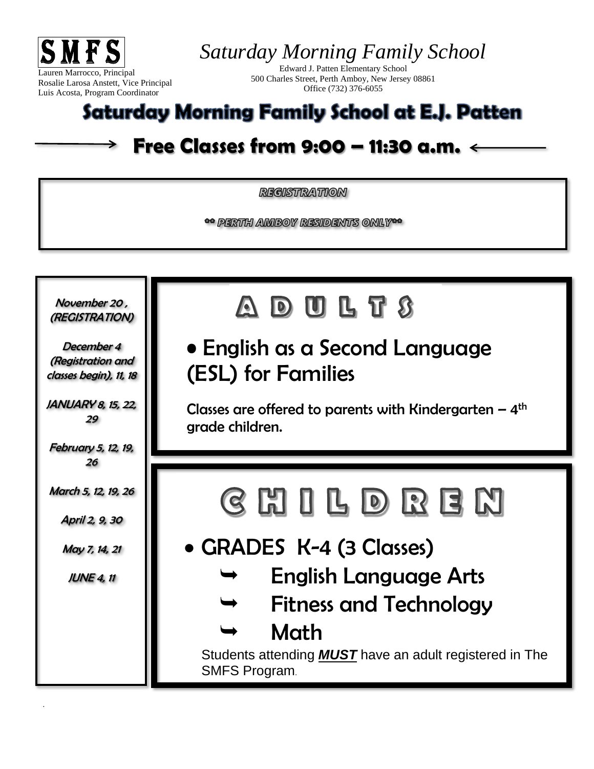SMFS

Lauren Marrocco, Principal
Rosalie Larosa Anstett, Vice Principal
Luis Acosta, Program Coordinator

# *Saturday Morning Family School*

Edward J. Patten Elementary School
500 Charles Street, Perth Amboy, New Jersey 08861
Office (732) 376-6055

## Saturday Morning Family School at E.J. Patten

## → Free Classes from 9:00 – 11:30 a.m. ←

***REGISTRATION***

***\*\* PERTH AMBOY RESIDENTS ONLY\*\****

*November 20 , (REGISTRATION)*

*December 4 (Registration and classes begin), 11, 18*

*JANUARY 8, 15, 22, 29*

*February 5, 12, 19, 26*

*March 5, 12, 19, 26*

*April 2, 9, 30*

*May 7, 14, 21*

*JUNE 4, 11*

## A D U L T S

- English as a Second Language (ESL) for Families

Classes are offered to parents with Kindergarten – 4th grade children.

## C H I L D R E N

- GRADES K-4 (3 Classes)
  - English Language Arts
  - Fitness and Technology
  - Math

Students attending ***MUST*** have an adult registered in The SMFS Program.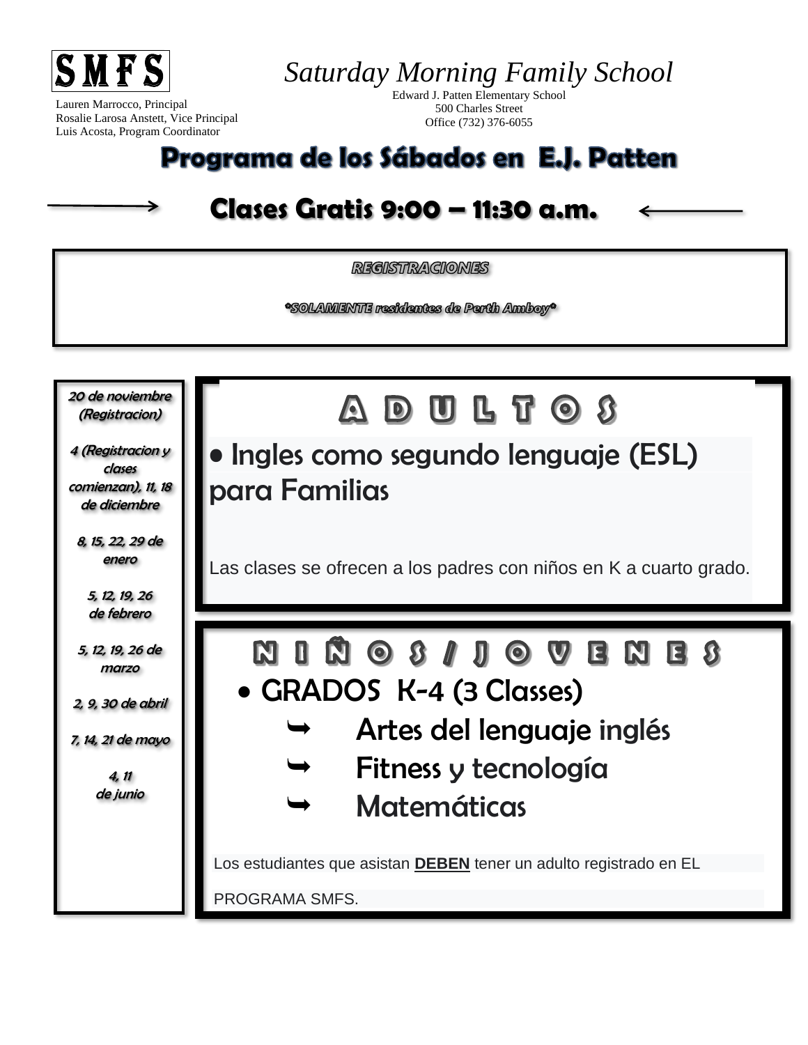SMFS

# Saturday Morning Family School

Edward J. Patten Elementary School
500 Charles Street
Office (732) 376-6055

Lauren Marrocco, Principal
Rosalie Larosa Anstett, Vice Principal
Luis Acosta, Program Coordinator

## Programa de los Sábados en E.J. Patten

## Clases Gratis 9:00 – 11:30 a.m.

**REGISTRACIONES**

***SOLAMENTE residentes de Perth Amboy***

20 de noviembre (Registracion)

4 (Registracion y clases comienzan), 11, 18 de diciembre

8, 15, 22, 29 de enero

5, 12, 19, 26 de febrero

5, 12, 19, 26 de marzo

2, 9, 30 de abril

7, 14, 21 de mayo

4, 11 de junio

### A D U L T O S

- Ingles como segundo lenguaje (ESL) para Familias

Las clases se ofrecen a los padres con niños en K a cuarto grado.

### N I Ñ O S / J O V E N E S

- GRADOS K-4 (3 Classes)
  - Artes del lenguaje inglés
  - Fitness y tecnología
  - Matemáticas

Los estudiantes que asistan **DEBEN** tener un adulto registrado en EL PROGRAMA SMFS.